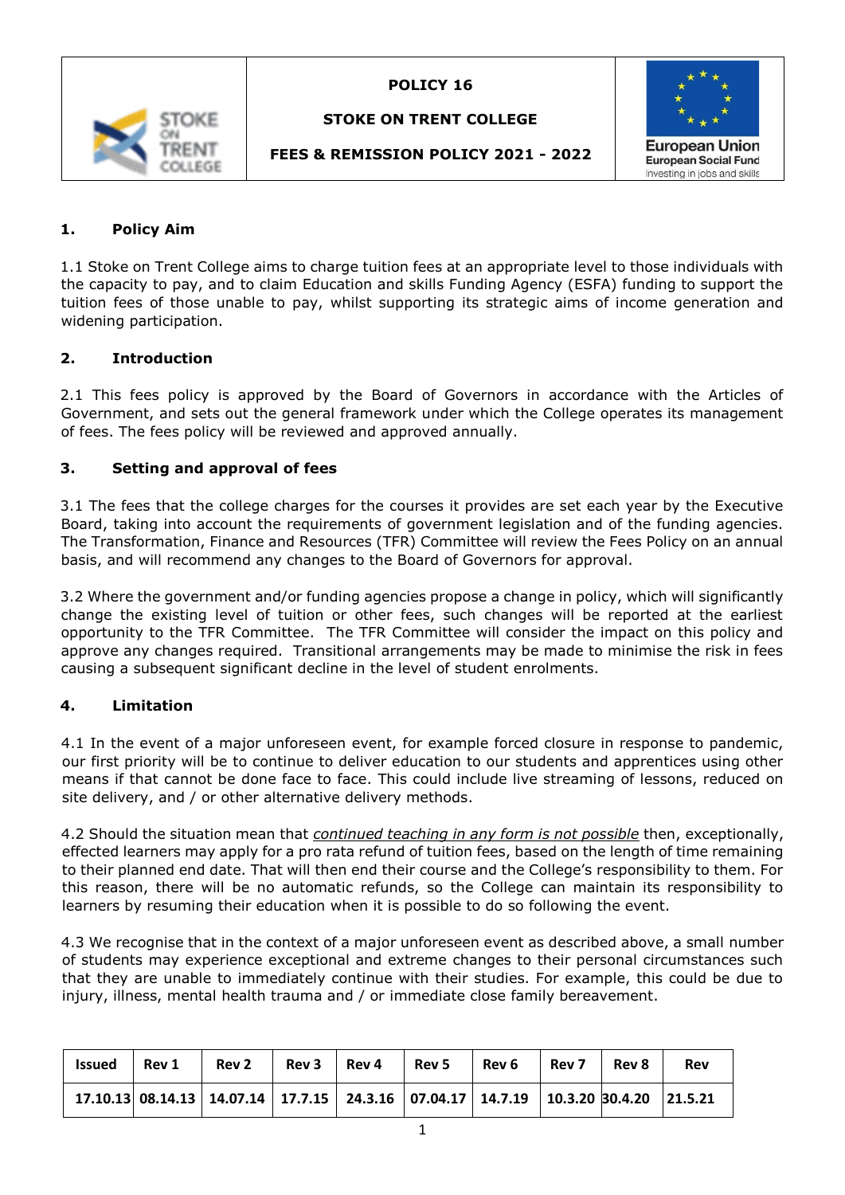| | POLICY 16<br><br>STOKE ON TRENT COLLEGE<br><br>FEES & REMISSION POLICY 2021 - 2022 | |
|---|---|---|

## 1. Policy Aim

1.1 Stoke on Trent College aims to charge tuition fees at an appropriate level to those individuals with the capacity to pay, and to claim Education and skills Funding Agency (ESFA) funding to support the tuition fees of those unable to pay, whilst supporting its strategic aims of income generation and widening participation.

## 2. Introduction

2.1 This fees policy is approved by the Board of Governors in accordance with the Articles of Government, and sets out the general framework under which the College operates its management of fees. The fees policy will be reviewed and approved annually.

## 3. Setting and approval of fees

3.1 The fees that the college charges for the courses it provides are set each year by the Executive Board, taking into account the requirements of government legislation and of the funding agencies. The Transformation, Finance and Resources (TFR) Committee will review the Fees Policy on an annual basis, and will recommend any changes to the Board of Governors for approval.

3.2 Where the government and/or funding agencies propose a change in policy, which will significantly change the existing level of tuition or other fees, such changes will be reported at the earliest opportunity to the TFR Committee. The TFR Committee will consider the impact on this policy and approve any changes required. Transitional arrangements may be made to minimise the risk in fees causing a subsequent significant decline in the level of student enrolments.

## 4. Limitation

4.1 In the event of a major unforeseen event, for example forced closure in response to pandemic, our first priority will be to continue to deliver education to our students and apprentices using other means if that cannot be done face to face. This could include live streaming of lessons, reduced on site delivery, and / or other alternative delivery methods.

4.2 Should the situation mean that *continued teaching in any form is not possible* then, exceptionally, effected learners may apply for a pro rata refund of tuition fees, based on the length of time remaining to their planned end date. That will then end their course and the College's responsibility to them. For this reason, there will be no automatic refunds, so the College can maintain its responsibility to learners by resuming their education when it is possible to do so following the event.

4.3 We recognise that in the context of a major unforeseen event as described above, a small number of students may experience exceptional and extreme changes to their personal circumstances such that they are unable to immediately continue with their studies. For example, this could be due to injury, illness, mental health trauma and / or immediate close family bereavement.

| Issued | Rev 1 | Rev 2 | Rev 3 | Rev 4 | Rev 5 | Rev 6 | Rev 7 | Rev 8 | Rev |
|---|---|---|---|---|---|---|---|---|---|
| 17.10.13 | 08.14.13 | 14.07.14 | 17.7.15 | 24.3.16 | 07.04.17 | 14.7.19 | 10.3.20 | 30.4.20 | 21.5.21 |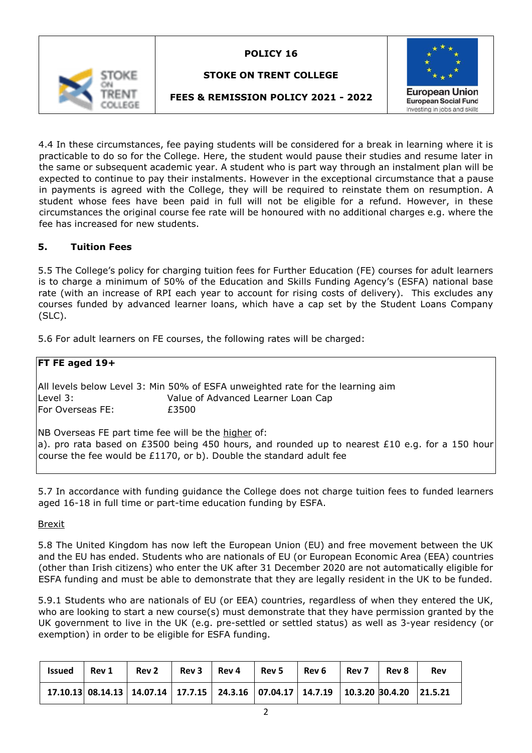4.4 In these circumstances, fee paying students will be considered for a break in learning where it is practicable to do so for the College. Here, the student would pause their studies and resume later in the same or subsequent academic year. A student who is part way through an instalment plan will be expected to continue to pay their instalments. However in the exceptional circumstance that a pause in payments is agreed with the College, they will be required to reinstate them on resumption. A student whose fees have been paid in full will not be eligible for a refund. However, in these circumstances the original course fee rate will be honoured with no additional charges e.g. where the fee has increased for new students.

## 5. Tuition Fees

5.5 The College's policy for charging tuition fees for Further Education (FE) courses for adult learners is to charge a minimum of 50% of the Education and Skills Funding Agency's (ESFA) national base rate (with an increase of RPI each year to account for rising costs of delivery). This excludes any courses funded by advanced learner loans, which have a cap set by the Student Loans Company (SLC).

5.6 For adult learners on FE courses, the following rates will be charged:

**FT FE aged 19+**

All levels below Level 3: Min 50% of ESFA unweighted rate for the learning aim
Level 3: Value of Advanced Learner Loan Cap
For Overseas FE: £3500

NB Overseas FE part time fee will be the higher of:
a). pro rata based on £3500 being 450 hours, and rounded up to nearest £10 e.g. for a 150 hour course the fee would be £1170, or b). Double the standard adult fee

5.7 In accordance with funding guidance the College does not charge tuition fees to funded learners aged 16-18 in full time or part-time education funding by ESFA.

Brexit

5.8 The United Kingdom has now left the European Union (EU) and free movement between the UK and the EU has ended. Students who are nationals of EU (or European Economic Area (EEA) countries (other than Irish citizens) who enter the UK after 31 December 2020 are not automatically eligible for ESFA funding and must be able to demonstrate that they are legally resident in the UK to be funded.

5.9.1 Students who are nationals of EU (or EEA) countries, regardless of when they entered the UK, who are looking to start a new course(s) must demonstrate that they have permission granted by the UK government to live in the UK (e.g. pre-settled or settled status) as well as 3-year residency (or exemption) in order to be eligible for ESFA funding.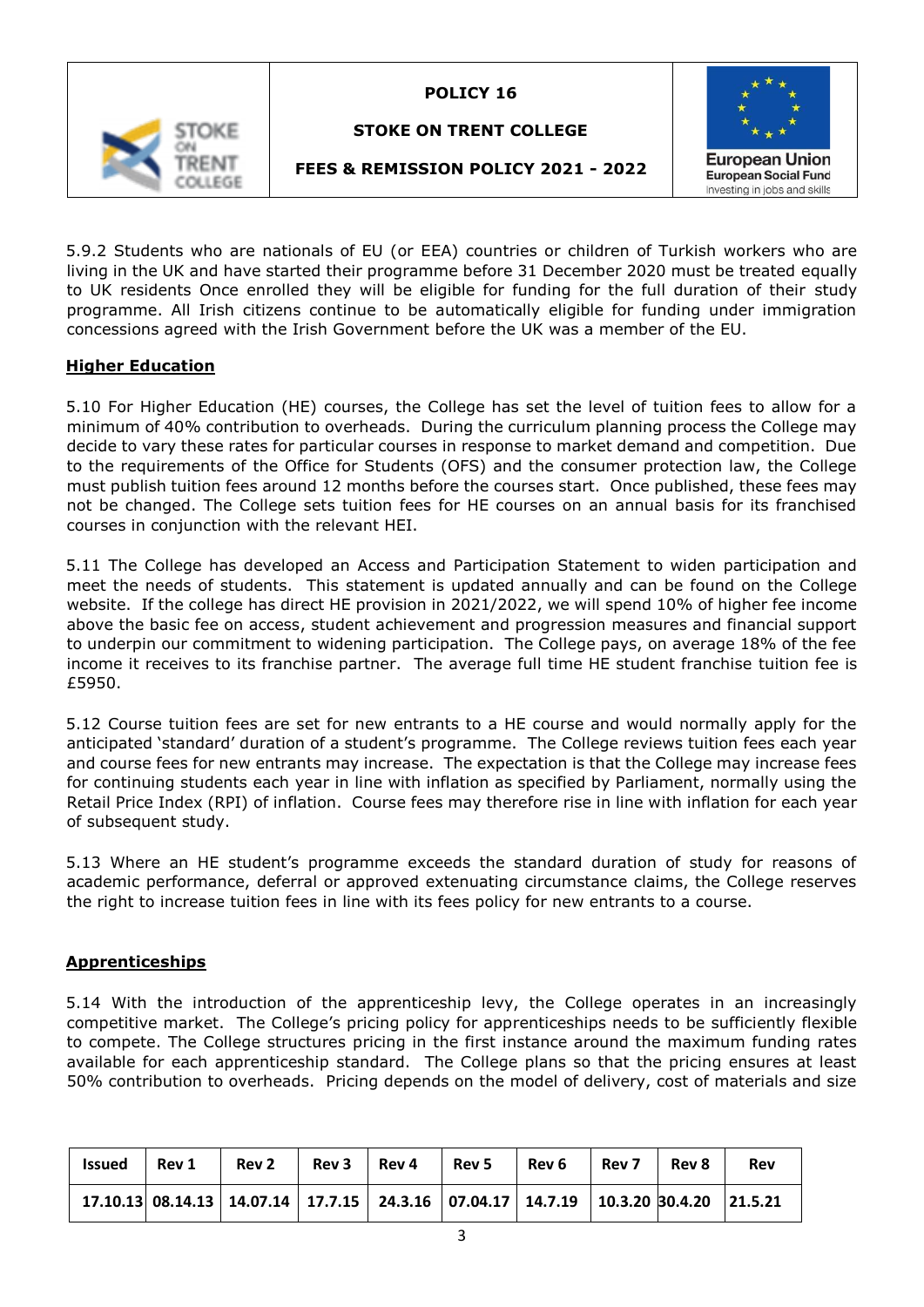5.9.2 Students who are nationals of EU (or EEA) countries or children of Turkish workers who are living in the UK and have started their programme before 31 December 2020 must be treated equally to UK residents Once enrolled they will be eligible for funding for the full duration of their study programme. All Irish citizens continue to be automatically eligible for funding under immigration concessions agreed with the Irish Government before the UK was a member of the EU.

**Higher Education**

5.10 For Higher Education (HE) courses, the College has set the level of tuition fees to allow for a minimum of 40% contribution to overheads. During the curriculum planning process the College may decide to vary these rates for particular courses in response to market demand and competition. Due to the requirements of the Office for Students (OFS) and the consumer protection law, the College must publish tuition fees around 12 months before the courses start. Once published, these fees may not be changed. The College sets tuition fees for HE courses on an annual basis for its franchised courses in conjunction with the relevant HEI.

5.11 The College has developed an Access and Participation Statement to widen participation and meet the needs of students. This statement is updated annually and can be found on the College website. If the college has direct HE provision in 2021/2022, we will spend 10% of higher fee income above the basic fee on access, student achievement and progression measures and financial support to underpin our commitment to widening participation. The College pays, on average 18% of the fee income it receives to its franchise partner. The average full time HE student franchise tuition fee is £5950.

5.12 Course tuition fees are set for new entrants to a HE course and would normally apply for the anticipated 'standard' duration of a student's programme. The College reviews tuition fees each year and course fees for new entrants may increase. The expectation is that the College may increase fees for continuing students each year in line with inflation as specified by Parliament, normally using the Retail Price Index (RPI) of inflation. Course fees may therefore rise in line with inflation for each year of subsequent study.

5.13 Where an HE student's programme exceeds the standard duration of study for reasons of academic performance, deferral or approved extenuating circumstance claims, the College reserves the right to increase tuition fees in line with its fees policy for new entrants to a course.

**Apprenticeships**

5.14 With the introduction of the apprenticeship levy, the College operates in an increasingly competitive market. The College's pricing policy for apprenticeships needs to be sufficiently flexible to compete. The College structures pricing in the first instance around the maximum funding rates available for each apprenticeship standard. The College plans so that the pricing ensures at least 50% contribution to overheads. Pricing depends on the model of delivery, cost of materials and size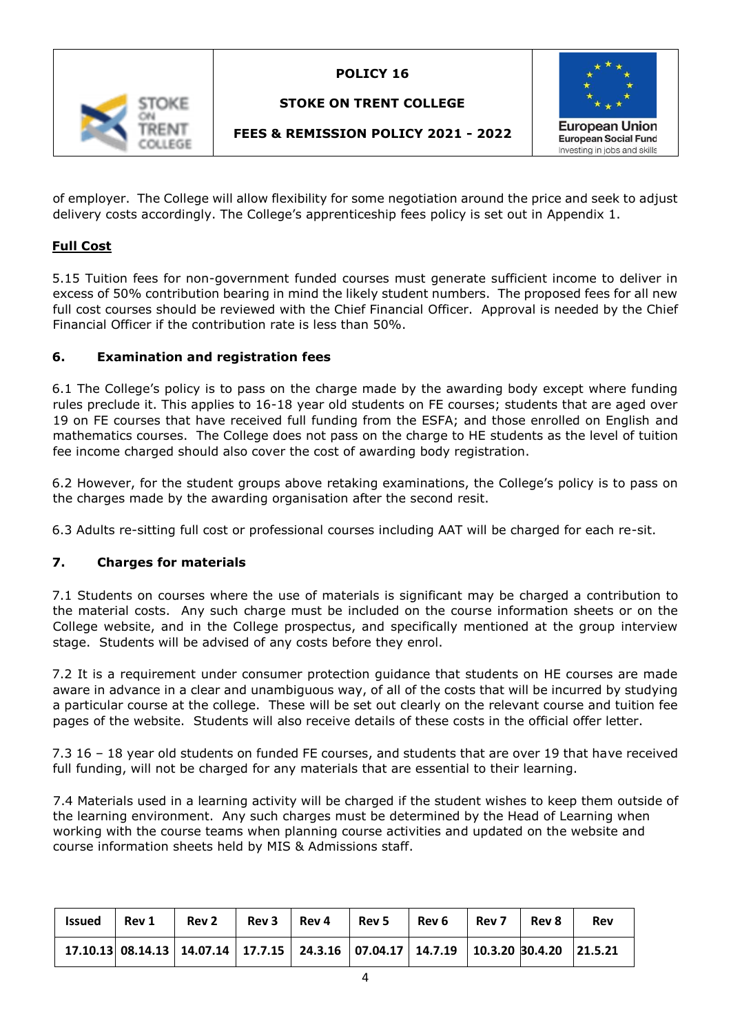of employer. The College will allow flexibility for some negotiation around the price and seek to adjust delivery costs accordingly. The College's apprenticeship fees policy is set out in Appendix 1.

**Full Cost**

5.15 Tuition fees for non-government funded courses must generate sufficient income to deliver in excess of 50% contribution bearing in mind the likely student numbers. The proposed fees for all new full cost courses should be reviewed with the Chief Financial Officer. Approval is needed by the Chief Financial Officer if the contribution rate is less than 50%.

## 6. Examination and registration fees

6.1 The College's policy is to pass on the charge made by the awarding body except where funding rules preclude it. This applies to 16-18 year old students on FE courses; students that are aged over 19 on FE courses that have received full funding from the ESFA; and those enrolled on English and mathematics courses. The College does not pass on the charge to HE students as the level of tuition fee income charged should also cover the cost of awarding body registration.

6.2 However, for the student groups above retaking examinations, the College's policy is to pass on the charges made by the awarding organisation after the second resit.

6.3 Adults re-sitting full cost or professional courses including AAT will be charged for each re-sit.

## 7. Charges for materials

7.1 Students on courses where the use of materials is significant may be charged a contribution to the material costs. Any such charge must be included on the course information sheets or on the College website, and in the College prospectus, and specifically mentioned at the group interview stage. Students will be advised of any costs before they enrol.

7.2 It is a requirement under consumer protection guidance that students on HE courses are made aware in advance in a clear and unambiguous way, of all of the costs that will be incurred by studying a particular course at the college. These will be set out clearly on the relevant course and tuition fee pages of the website. Students will also receive details of these costs in the official offer letter.

7.3 16 – 18 year old students on funded FE courses, and students that are over 19 that have received full funding, will not be charged for any materials that are essential to their learning.

7.4 Materials used in a learning activity will be charged if the student wishes to keep them outside of the learning environment. Any such charges must be determined by the Head of Learning when working with the course teams when planning course activities and updated on the website and course information sheets held by MIS & Admissions staff.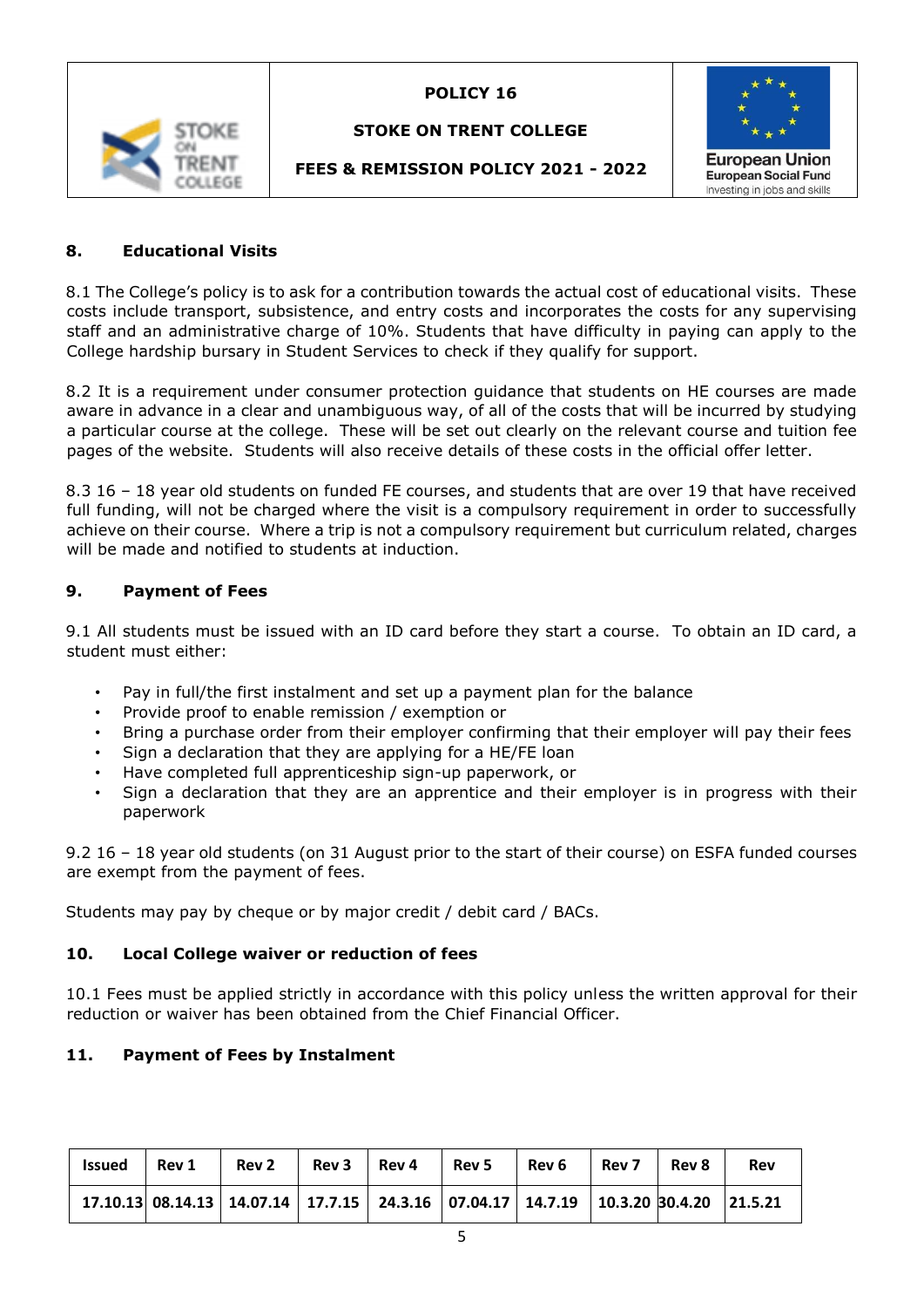## 8. Educational Visits

8.1 The College's policy is to ask for a contribution towards the actual cost of educational visits. These costs include transport, subsistence, and entry costs and incorporates the costs for any supervising staff and an administrative charge of 10%. Students that have difficulty in paying can apply to the College hardship bursary in Student Services to check if they qualify for support.

8.2 It is a requirement under consumer protection guidance that students on HE courses are made aware in advance in a clear and unambiguous way, of all of the costs that will be incurred by studying a particular course at the college. These will be set out clearly on the relevant course and tuition fee pages of the website. Students will also receive details of these costs in the official offer letter.

8.3 16 – 18 year old students on funded FE courses, and students that are over 19 that have received full funding, will not be charged where the visit is a compulsory requirement in order to successfully achieve on their course. Where a trip is not a compulsory requirement but curriculum related, charges will be made and notified to students at induction.

## 9. Payment of Fees

9.1 All students must be issued with an ID card before they start a course. To obtain an ID card, a student must either:

- Pay in full/the first instalment and set up a payment plan for the balance
- Provide proof to enable remission / exemption or
- Bring a purchase order from their employer confirming that their employer will pay their fees
- Sign a declaration that they are applying for a HE/FE loan
- Have completed full apprenticeship sign-up paperwork, or
- Sign a declaration that they are an apprentice and their employer is in progress with their paperwork

9.2 16 – 18 year old students (on 31 August prior to the start of their course) on ESFA funded courses are exempt from the payment of fees.

Students may pay by cheque or by major credit / debit card / BACs.

## 10. Local College waiver or reduction of fees

10.1 Fees must be applied strictly in accordance with this policy unless the written approval for their reduction or waiver has been obtained from the Chief Financial Officer.

## 11. Payment of Fees by Instalment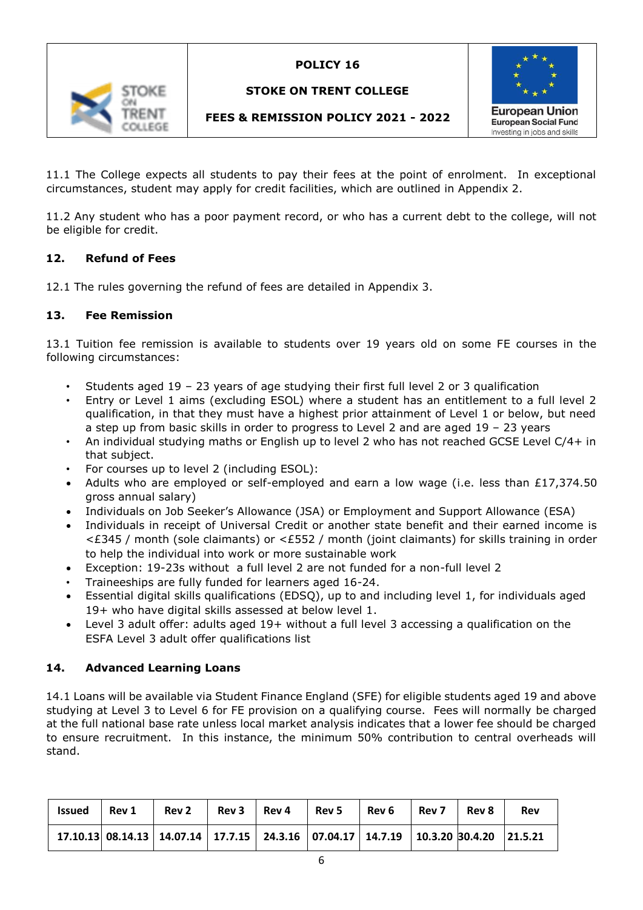11.1 The College expects all students to pay their fees at the point of enrolment. In exceptional circumstances, student may apply for credit facilities, which are outlined in Appendix 2.

11.2 Any student who has a poor payment record, or who has a current debt to the college, will not be eligible for credit.

### 12. Refund of Fees

12.1 The rules governing the refund of fees are detailed in Appendix 3.

### 13. Fee Remission

13.1 Tuition fee remission is available to students over 19 years old on some FE courses in the following circumstances:

- Students aged 19 – 23 years of age studying their first full level 2 or 3 qualification
- Entry or Level 1 aims (excluding ESOL) where a student has an entitlement to a full level 2 qualification, in that they must have a highest prior attainment of Level 1 or below, but need a step up from basic skills in order to progress to Level 2 and are aged 19 – 23 years
- An individual studying maths or English up to level 2 who has not reached GCSE Level C/4+ in that subject.
- For courses up to level 2 (including ESOL):
- Adults who are employed or self-employed and earn a low wage (i.e. less than £17,374.50 gross annual salary)
- Individuals on Job Seeker's Allowance (JSA) or Employment and Support Allowance (ESA)
- Individuals in receipt of Universal Credit or another state benefit and their earned income is <£345 / month (sole claimants) or <£552 / month (joint claimants) for skills training in order to help the individual into work or more sustainable work
- Exception: 19-23s without a full level 2 are not funded for a non-full level 2
- Traineeships are fully funded for learners aged 16-24.
- Essential digital skills qualifications (EDSQ), up to and including level 1, for individuals aged 19+ who have digital skills assessed at below level 1.
- Level 3 adult offer: adults aged 19+ without a full level 3 accessing a qualification on the ESFA Level 3 adult offer qualifications list

### 14. Advanced Learning Loans

14.1 Loans will be available via Student Finance England (SFE) for eligible students aged 19 and above studying at Level 3 to Level 6 for FE provision on a qualifying course. Fees will normally be charged at the full national base rate unless local market analysis indicates that a lower fee should be charged to ensure recruitment. In this instance, the minimum 50% contribution to central overheads will stand.

| Issued | Rev 1 | Rev 2 | Rev 3 | Rev 4 | Rev 5 | Rev 6 | Rev 7 | Rev 8 | Rev |
|---|---|---|---|---|---|---|---|---|---|
| 17.10.13 | 08.14.13 | 14.07.14 | 17.7.15 | 24.3.16 | 07.04.17 | 14.7.19 | 10.3.20 | 30.4.20 | 21.5.21 |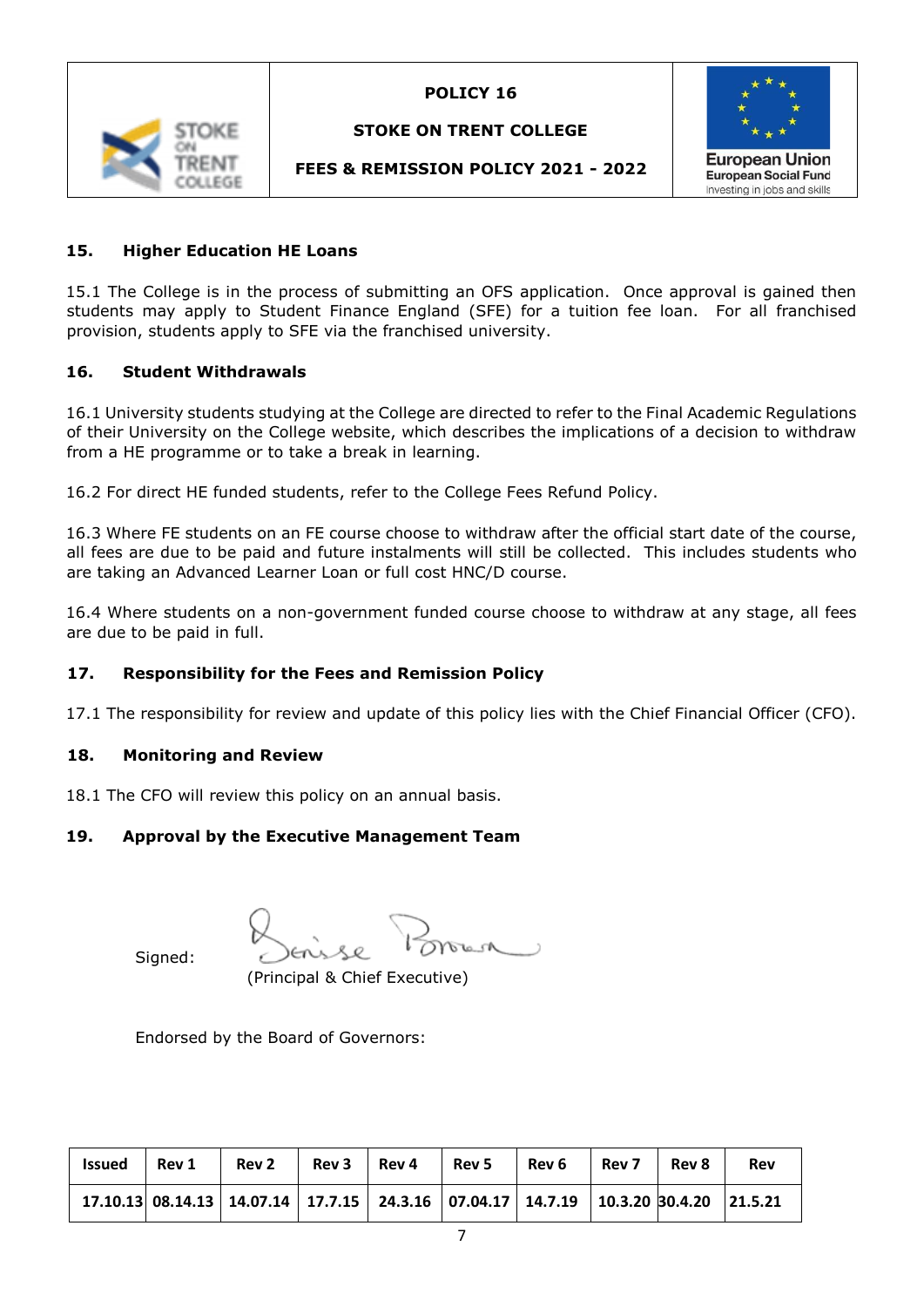## 15. Higher Education HE Loans

15.1 The College is in the process of submitting an OFS application. Once approval is gained then students may apply to Student Finance England (SFE) for a tuition fee loan. For all franchised provision, students apply to SFE via the franchised university.

## 16. Student Withdrawals

16.1 University students studying at the College are directed to refer to the Final Academic Regulations of their University on the College website, which describes the implications of a decision to withdraw from a HE programme or to take a break in learning.

16.2 For direct HE funded students, refer to the College Fees Refund Policy.

16.3 Where FE students on an FE course choose to withdraw after the official start date of the course, all fees are due to be paid and future instalments will still be collected. This includes students who are taking an Advanced Learner Loan or full cost HNC/D course.

16.4 Where students on a non-government funded course choose to withdraw at any stage, all fees are due to be paid in full.

## 17. Responsibility for the Fees and Remission Policy

17.1 The responsibility for review and update of this policy lies with the Chief Financial Officer (CFO).

## 18. Monitoring and Review

18.1 The CFO will review this policy on an annual basis.

## 19. Approval by the Executive Management Team

Signed: Denise Brown
(Principal & Chief Executive)

Endorsed by the Board of Governors:

| Issued | Rev 1 | Rev 2 | Rev 3 | Rev 4 | Rev 5 | Rev 6 | Rev 7 | Rev 8 | Rev |
|---|---|---|---|---|---|---|---|---|---|
| 17.10.13 | 08.14.13 | 14.07.14 | 17.7.15 | 24.3.16 | 07.04.17 | 14.7.19 | 10.3.20 | 30.4.20 | 21.5.21 |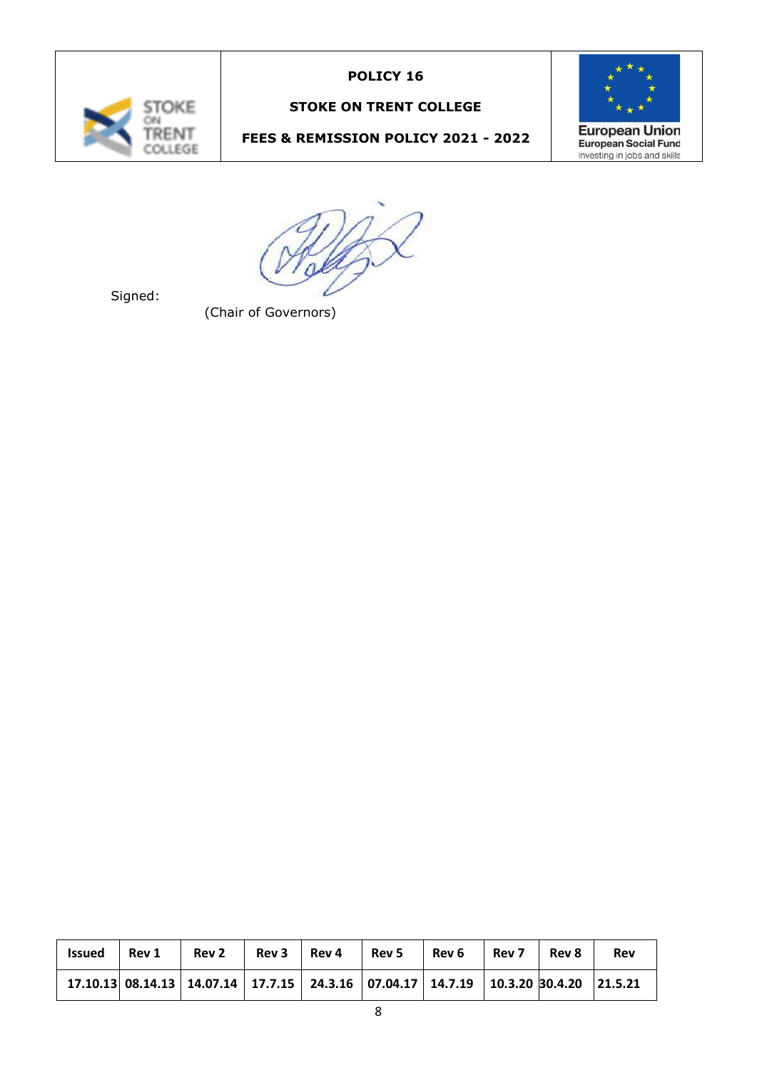Signed:

(Chair of Governors)

| Issued | Rev 1 | Rev 2 | Rev 3 | Rev 4 | Rev 5 | Rev 6 | Rev 7 | Rev 8 | Rev |
|---|---|---|---|---|---|---|---|---|---|
| 17.10.13 | 08.14.13 | 14.07.14 | 17.7.15 | 24.3.16 | 07.04.17 | 14.7.19 | 10.3.20 | 30.4.20 | 21.5.21 |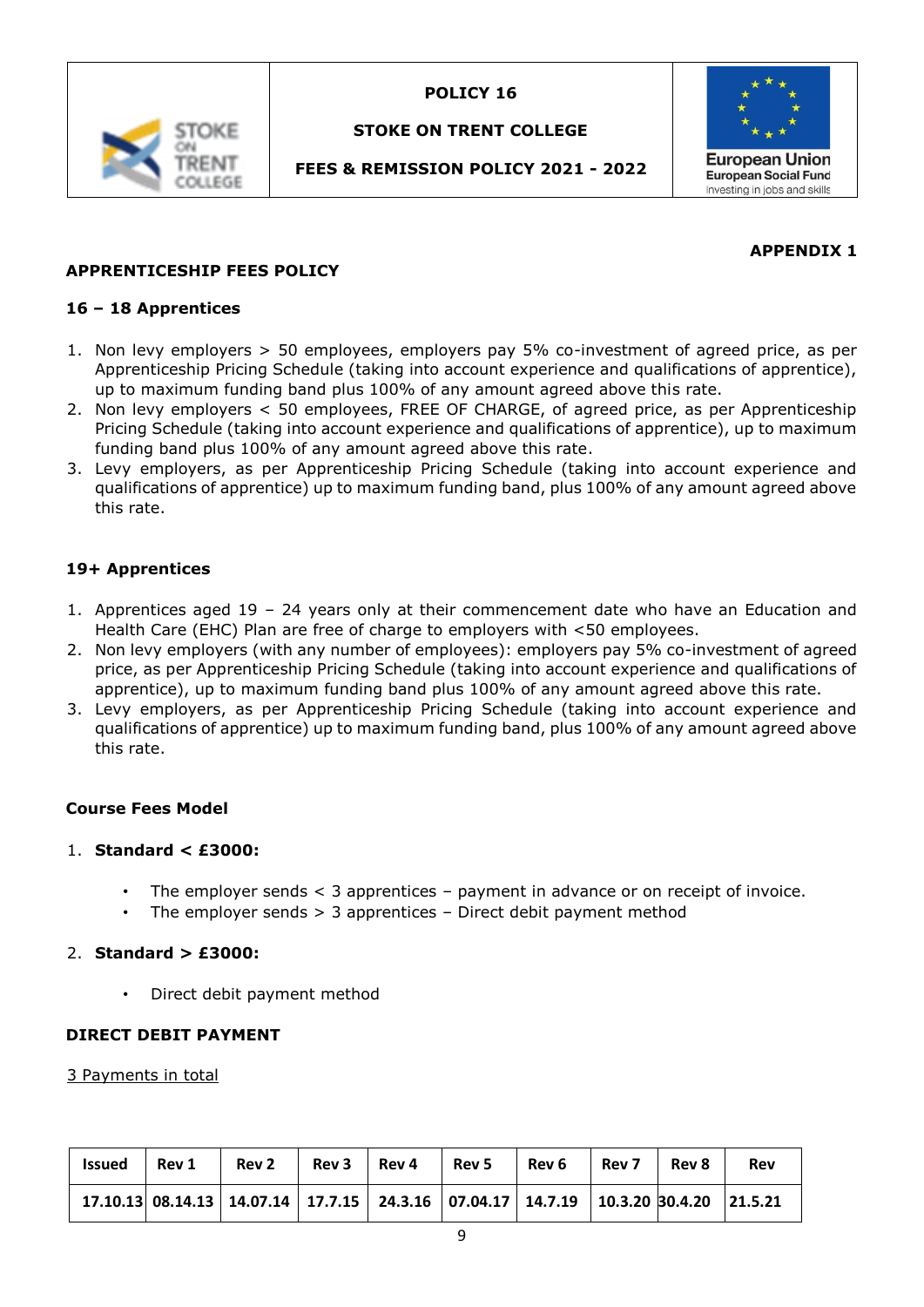| | POLICY 16<br><br>STOKE ON TRENT COLLEGE<br><br>FEES & REMISSION POLICY 2021 - 2022 | |
|---|---|---|

**APPENDIX 1**

## APPRENTICESHIP FEES POLICY

### 16 – 18 Apprentices

1. Non levy employers > 50 employees, employers pay 5% co-investment of agreed price, as per Apprenticeship Pricing Schedule (taking into account experience and qualifications of apprentice), up to maximum funding band plus 100% of any amount agreed above this rate.
2. Non levy employers < 50 employees, FREE OF CHARGE, of agreed price, as per Apprenticeship Pricing Schedule (taking into account experience and qualifications of apprentice), up to maximum funding band plus 100% of any amount agreed above this rate.
3. Levy employers, as per Apprenticeship Pricing Schedule (taking into account experience and qualifications of apprentice) up to maximum funding band, plus 100% of any amount agreed above this rate.

### 19+ Apprentices

1. Apprentices aged 19 – 24 years only at their commencement date who have an Education and Health Care (EHC) Plan are free of charge to employers with <50 employees.
2. Non levy employers (with any number of employees): employers pay 5% co-investment of agreed price, as per Apprenticeship Pricing Schedule (taking into account experience and qualifications of apprentice), up to maximum funding band plus 100% of any amount agreed above this rate.
3. Levy employers, as per Apprenticeship Pricing Schedule (taking into account experience and qualifications of apprentice) up to maximum funding band, plus 100% of any amount agreed above this rate.

### Course Fees Model

1. **Standard < £3000:**
   - The employer sends < 3 apprentices – payment in advance or on receipt of invoice.
   - The employer sends > 3 apprentices – Direct debit payment method
2. **Standard > £3000:**
   - Direct debit payment method

### DIRECT DEBIT PAYMENT

3 Payments in total

| Issued | Rev 1 | Rev 2 | Rev 3 | Rev 4 | Rev 5 | Rev 6 | Rev 7 | Rev 8 | Rev |
|---|---|---|---|---|---|---|---|---|---|
| 17.10.13 | 08.14.13 | 14.07.14 | 17.7.15 | 24.3.16 | 07.04.17 | 14.7.19 | 10.3.20 | 30.4.20 | 21.5.21 |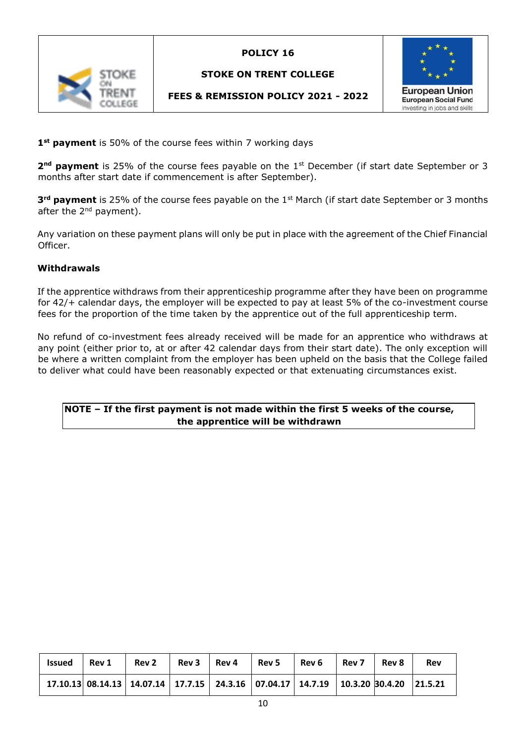| | POLICY 16<br>STOKE ON TRENT COLLEGE<br>FEES & REMISSION POLICY 2021 - 2022 | |
|---|---|---|

**1st payment** is 50% of the course fees within 7 working days

**2nd payment** is 25% of the course fees payable on the 1st December (if start date September or 3 months after start date if commencement is after September).

**3rd payment** is 25% of the course fees payable on the 1st March (if start date September or 3 months after the 2nd payment).

Any variation on these payment plans will only be put in place with the agreement of the Chief Financial Officer.

**Withdrawals**

If the apprentice withdraws from their apprenticeship programme after they have been on programme for 42/+ calendar days, the employer will be expected to pay at least 5% of the co-investment course fees for the proportion of the time taken by the apprentice out of the full apprenticeship term.

No refund of co-investment fees already received will be made for an apprentice who withdraws at any point (either prior to, at or after 42 calendar days from their start date). The only exception will be where a written complaint from the employer has been upheld on the basis that the College failed to deliver what could have been reasonably expected or that extenuating circumstances exist.

**NOTE – If the first payment is not made within the first 5 weeks of the course, the apprentice will be withdrawn**

| Issued | Rev 1 | Rev 2 | Rev 3 | Rev 4 | Rev 5 | Rev 6 | Rev 7 | Rev 8 | Rev |
|---|---|---|---|---|---|---|---|---|---|
| 17.10.13 | 08.14.13 | 14.07.14 | 17.7.15 | 24.3.16 | 07.04.17 | 14.7.19 | 10.3.20 | 30.4.20 | 21.5.21 |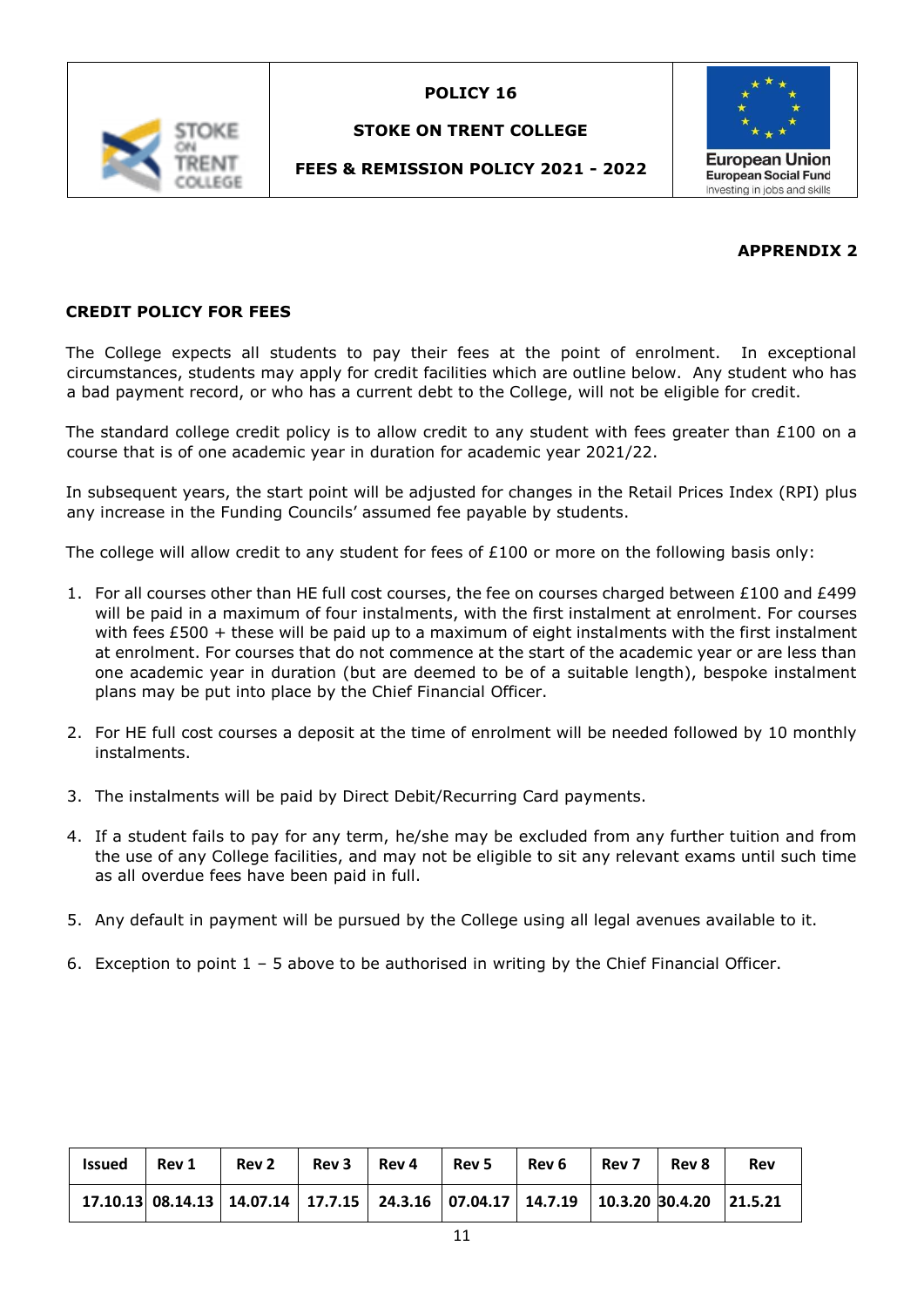| | POLICY 16<br><br>STOKE ON TRENT COLLEGE<br><br>FEES & REMISSION POLICY 2021 - 2022 | |
|---|---|---|

**APPRENDIX 2**

**CREDIT POLICY FOR FEES**

The College expects all students to pay their fees at the point of enrolment. In exceptional circumstances, students may apply for credit facilities which are outline below. Any student who has a bad payment record, or who has a current debt to the College, will not be eligible for credit.

The standard college credit policy is to allow credit to any student with fees greater than £100 on a course that is of one academic year in duration for academic year 2021/22.

In subsequent years, the start point will be adjusted for changes in the Retail Prices Index (RPI) plus any increase in the Funding Councils' assumed fee payable by students.

The college will allow credit to any student for fees of £100 or more on the following basis only:

1. For all courses other than HE full cost courses, the fee on courses charged between £100 and £499 will be paid in a maximum of four instalments, with the first instalment at enrolment. For courses with fees £500 + these will be paid up to a maximum of eight instalments with the first instalment at enrolment. For courses that do not commence at the start of the academic year or are less than one academic year in duration (but are deemed to be of a suitable length), bespoke instalment plans may be put into place by the Chief Financial Officer.

2. For HE full cost courses a deposit at the time of enrolment will be needed followed by 10 monthly instalments.

3. The instalments will be paid by Direct Debit/Recurring Card payments.

4. If a student fails to pay for any term, he/she may be excluded from any further tuition and from the use of any College facilities, and may not be eligible to sit any relevant exams until such time as all overdue fees have been paid in full.

5. Any default in payment will be pursued by the College using all legal avenues available to it.

6. Exception to point 1 – 5 above to be authorised in writing by the Chief Financial Officer.

| Issued | Rev 1 | Rev 2 | Rev 3 | Rev 4 | Rev 5 | Rev 6 | Rev 7 | Rev 8 | Rev |
|---|---|---|---|---|---|---|---|---|---|
| 17.10.13 | 08.14.13 | 14.07.14 | 17.7.15 | 24.3.16 | 07.04.17 | 14.7.19 | 10.3.20 | 30.4.20 | 21.5.21 |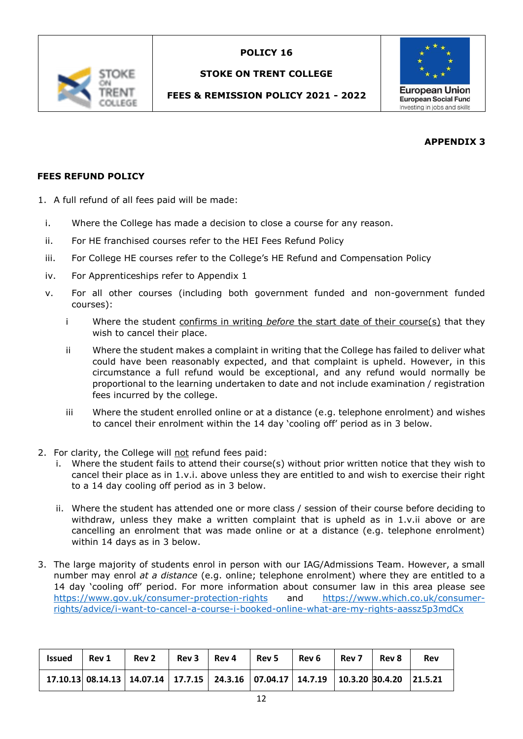| | POLICY 16<br>STOKE ON TRENT COLLEGE<br>FEES & REMISSION POLICY 2021 - 2022 | |
|---|---|---|

**APPENDIX 3**

**FEES REFUND POLICY**

1. A full refund of all fees paid will be made:

   i. Where the College has made a decision to close a course for any reason.

   ii. For HE franchised courses refer to the HEI Fees Refund Policy

   iii. For College HE courses refer to the College's HE Refund and Compensation Policy

   iv. For Apprenticeships refer to Appendix 1

   v. For all other courses (including both government funded and non-government funded courses):

      i Where the student confirms in writing *before* the start date of their course(s) that they wish to cancel their place.

      ii Where the student makes a complaint in writing that the College has failed to deliver what could have been reasonably expected, and that complaint is upheld. However, in this circumstance a full refund would be exceptional, and any refund would normally be proportional to the learning undertaken to date and not include examination / registration fees incurred by the college.

      iii Where the student enrolled online or at a distance (e.g. telephone enrolment) and wishes to cancel their enrolment within the 14 day 'cooling off' period as in 3 below.

2. For clarity, the College will not refund fees paid:

   i. Where the student fails to attend their course(s) without prior written notice that they wish to cancel their place as in 1.v.i. above unless they are entitled to and wish to exercise their right to a 14 day cooling off period as in 3 below.

   ii. Where the student has attended one or more class / session of their course before deciding to withdraw, unless they make a written complaint that is upheld as in 1.v.ii above or are cancelling an enrolment that was made online or at a distance (e.g. telephone enrolment) within 14 days as in 3 below.

3. The large majority of students enrol in person with our IAG/Admissions Team. However, a small number may enrol *at a distance* (e.g. online; telephone enrolment) where they are entitled to a 14 day 'cooling off' period. For more information about consumer law in this area please see https://www.gov.uk/consumer-protection-rights and https://www.which.co.uk/consumer-rights/advice/i-want-to-cancel-a-course-i-booked-online-what-are-my-rights-aassz5p3mdCx

| Issued | Rev 1 | Rev 2 | Rev 3 | Rev 4 | Rev 5 | Rev 6 | Rev 7 | Rev 8 | Rev |
|---|---|---|---|---|---|---|---|---|---|
| 17.10.13 | 08.14.13 | 14.07.14 | 17.7.15 | 24.3.16 | 07.04.17 | 14.7.19 | 10.3.20 | 30.4.20 | 21.5.21 |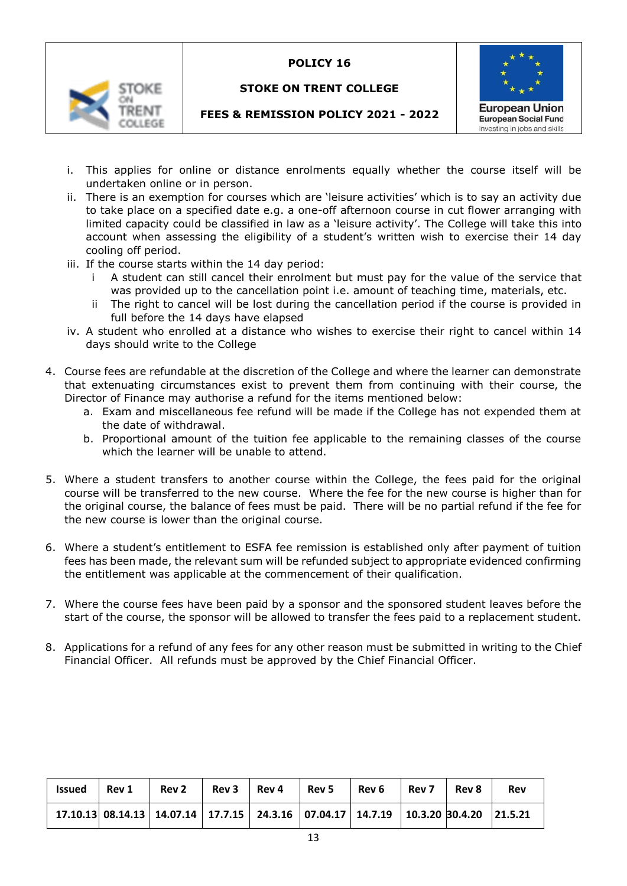i. This applies for online or distance enrolments equally whether the course itself will be undertaken online or in person.
ii. There is an exemption for courses which are 'leisure activities' which is to say an activity due to take place on a specified date e.g. a one-off afternoon course in cut flower arranging with limited capacity could be classified in law as a 'leisure activity'. The College will take this into account when assessing the eligibility of a student's written wish to exercise their 14 day cooling off period.
iii. If the course starts within the 14 day period:
    i A student can still cancel their enrolment but must pay for the value of the service that was provided up to the cancellation point i.e. amount of teaching time, materials, etc.
    ii The right to cancel will be lost during the cancellation period if the course is provided in full before the 14 days have elapsed
iv. A student who enrolled at a distance who wishes to exercise their right to cancel within 14 days should write to the College

4. Course fees are refundable at the discretion of the College and where the learner can demonstrate that extenuating circumstances exist to prevent them from continuing with their course, the Director of Finance may authorise a refund for the items mentioned below:
    a. Exam and miscellaneous fee refund will be made if the College has not expended them at the date of withdrawal.
    b. Proportional amount of the tuition fee applicable to the remaining classes of the course which the learner will be unable to attend.

5. Where a student transfers to another course within the College, the fees paid for the original course will be transferred to the new course. Where the fee for the new course is higher than for the original course, the balance of fees must be paid. There will be no partial refund if the fee for the new course is lower than the original course.

6. Where a student's entitlement to ESFA fee remission is established only after payment of tuition fees has been made, the relevant sum will be refunded subject to appropriate evidenced confirming the entitlement was applicable at the commencement of their qualification.

7. Where the course fees have been paid by a sponsor and the sponsored student leaves before the start of the course, the sponsor will be allowed to transfer the fees paid to a replacement student.

8. Applications for a refund of any fees for any other reason must be submitted in writing to the Chief Financial Officer. All refunds must be approved by the Chief Financial Officer.

| Issued | Rev 1 | Rev 2 | Rev 3 | Rev 4 | Rev 5 | Rev 6 | Rev 7 | Rev 8 | Rev |
|---|---|---|---|---|---|---|---|---|---|
| 17.10.13 | 08.14.13 | 14.07.14 | 17.7.15 | 24.3.16 | 07.04.17 | 14.7.19 | 10.3.20 | 30.4.20 | 21.5.21 |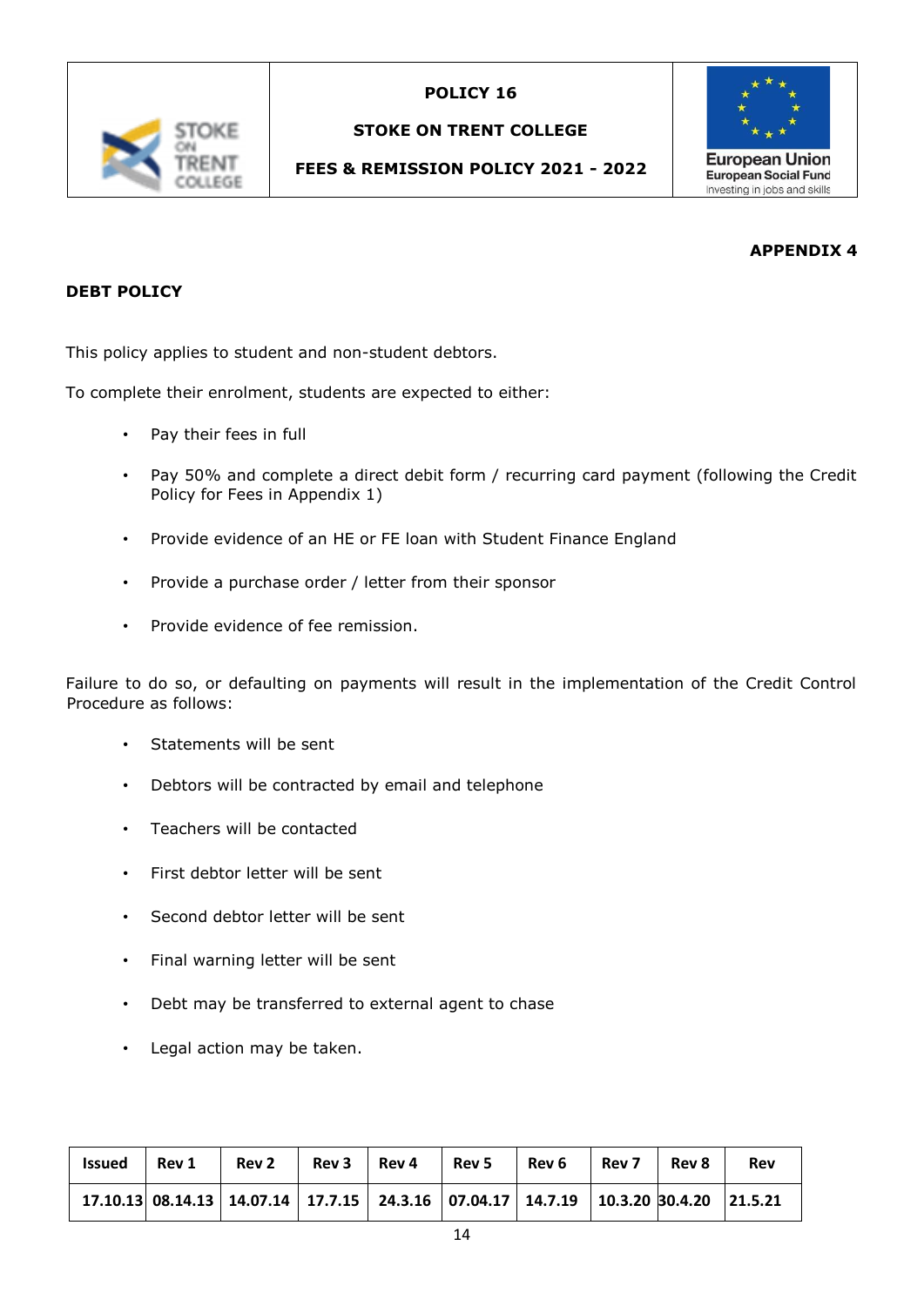| | POLICY 16<br><br>STOKE ON TRENT COLLEGE<br><br>FEES & REMISSION POLICY 2021 - 2022 | |
|---|---|---|

**APPENDIX 4**

**DEBT POLICY**

This policy applies to student and non-student debtors.

To complete their enrolment, students are expected to either:

- Pay their fees in full
- Pay 50% and complete a direct debit form / recurring card payment (following the Credit Policy for Fees in Appendix 1)
- Provide evidence of an HE or FE loan with Student Finance England
- Provide a purchase order / letter from their sponsor
- Provide evidence of fee remission.

Failure to do so, or defaulting on payments will result in the implementation of the Credit Control Procedure as follows:

- Statements will be sent
- Debtors will be contracted by email and telephone
- Teachers will be contacted
- First debtor letter will be sent
- Second debtor letter will be sent
- Final warning letter will be sent
- Debt may be transferred to external agent to chase
- Legal action may be taken.

| Issued | Rev 1 | Rev 2 | Rev 3 | Rev 4 | Rev 5 | Rev 6 | Rev 7 | Rev 8 | Rev |
|---|---|---|---|---|---|---|---|---|---|
| 17.10.13 | 08.14.13 | 14.07.14 | 17.7.15 | 24.3.16 | 07.04.17 | 14.7.19 | 10.3.20 | 30.4.20 | 21.5.21 |